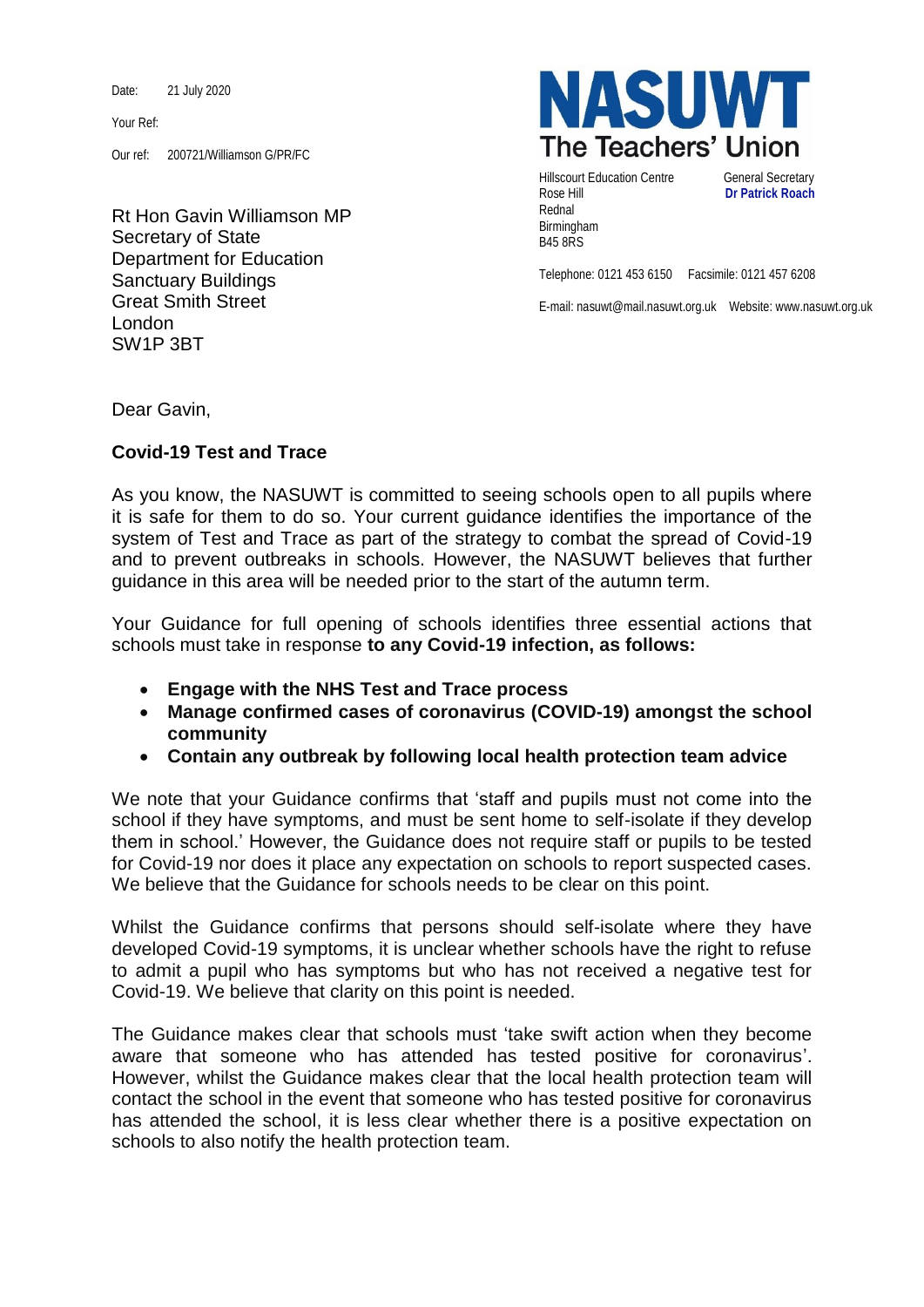Date: 21 July 2020

Your Ref:

Our ref: 200721/Williamson G/PR/FC

**NASUWT**
**The Teachers' Union**

Hillscourt Education Centre
Rose Hill
Rednal
Birmingham
B45 8RS

General Secretary
**Dr Patrick Roach**

Telephone: 0121 453 6150 Facsimile: 0121 457 6208

E-mail: nasuwt@mail.nasuwt.org.uk Website: www.nasuwt.org.uk

Rt Hon Gavin Williamson MP
Secretary of State
Department for Education
Sanctuary Buildings
Great Smith Street
London
SW1P 3BT

Dear Gavin,

**Covid-19 Test and Trace**

As you know, the NASUWT is committed to seeing schools open to all pupils where it is safe for them to do so. Your current guidance identifies the importance of the system of Test and Trace as part of the strategy to combat the spread of Covid-19 and to prevent outbreaks in schools. However, the NASUWT believes that further guidance in this area will be needed prior to the start of the autumn term.

Your Guidance for full opening of schools identifies three essential actions that schools must take in response **to any Covid-19 infection, as follows:**

- **Engage with the NHS Test and Trace process**
- **Manage confirmed cases of coronavirus (COVID-19) amongst the school community**
- **Contain any outbreak by following local health protection team advice**

We note that your Guidance confirms that 'staff and pupils must not come into the school if they have symptoms, and must be sent home to self-isolate if they develop them in school.' However, the Guidance does not require staff or pupils to be tested for Covid-19 nor does it place any expectation on schools to report suspected cases. We believe that the Guidance for schools needs to be clear on this point.

Whilst the Guidance confirms that persons should self-isolate where they have developed Covid-19 symptoms, it is unclear whether schools have the right to refuse to admit a pupil who has symptoms but who has not received a negative test for Covid-19. We believe that clarity on this point is needed.

The Guidance makes clear that schools must 'take swift action when they become aware that someone who has attended has tested positive for coronavirus'. However, whilst the Guidance makes clear that the local health protection team will contact the school in the event that someone who has tested positive for coronavirus has attended the school, it is less clear whether there is a positive expectation on schools to also notify the health protection team.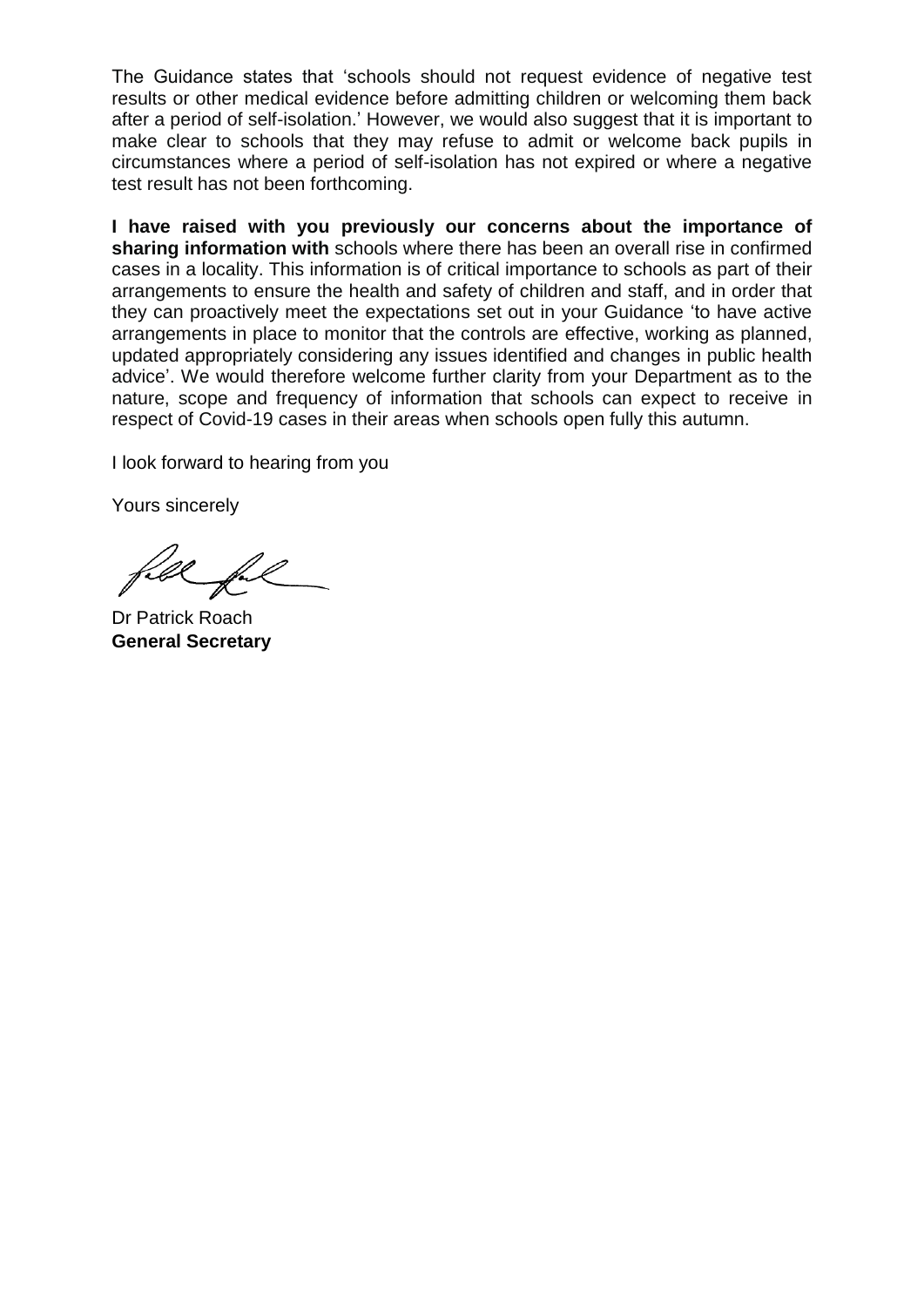The Guidance states that 'schools should not request evidence of negative test results or other medical evidence before admitting children or welcoming them back after a period of self-isolation.' However, we would also suggest that it is important to make clear to schools that they may refuse to admit or welcome back pupils in circumstances where a period of self-isolation has not expired or where a negative test result has not been forthcoming.

**I have raised with you previously our concerns about the importance of sharing information with** schools where there has been an overall rise in confirmed cases in a locality. This information is of critical importance to schools as part of their arrangements to ensure the health and safety of children and staff, and in order that they can proactively meet the expectations set out in your Guidance 'to have active arrangements in place to monitor that the controls are effective, working as planned, updated appropriately considering any issues identified and changes in public health advice'. We would therefore welcome further clarity from your Department as to the nature, scope and frequency of information that schools can expect to receive in respect of Covid-19 cases in their areas when schools open fully this autumn.

I look forward to hearing from you

Yours sincerely

Dr Patrick Roach
**General Secretary**